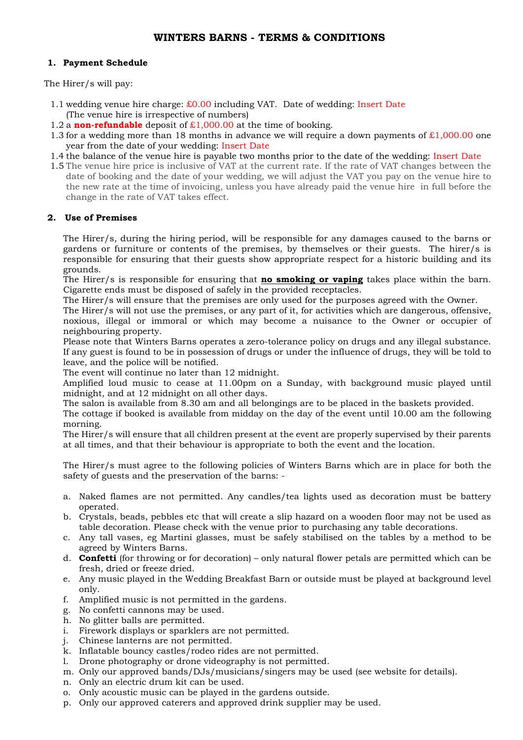# WINTERS BARNS - TERMS & CONDITIONS

## 1. Payment Schedule

The Hirer/s will pay:

1.1 wedding venue hire charge: £0.00 including VAT. Date of wedding: Insert Date
(The venue hire is irrespective of numbers)

1.2 a **non-refundable** deposit of £1,000.00 at the time of booking.

1.3 for a wedding more than 18 months in advance we will require a down payments of £1,000.00 one year from the date of your wedding: Insert Date

1.4 the balance of the venue hire is payable two months prior to the date of the wedding: Insert Date

1.5 The venue hire price is inclusive of VAT at the current rate. If the rate of VAT changes between the date of booking and the date of your wedding, we will adjust the VAT you pay on the venue hire to the new rate at the time of invoicing, unless you have already paid the venue hire in full before the change in the rate of VAT takes effect.

## 2. Use of Premises

The Hirer/s, during the hiring period, will be responsible for any damages caused to the barns or gardens or furniture or contents of the premises, by themselves or their guests. The hirer/s is responsible for ensuring that their guests show appropriate respect for a historic building and its grounds.

The Hirer/s is responsible for ensuring that **no smoking or vaping** takes place within the barn. Cigarette ends must be disposed of safely in the provided receptacles.

The Hirer/s will ensure that the premises are only used for the purposes agreed with the Owner.

The Hirer/s will not use the premises, or any part of it, for activities which are dangerous, offensive, noxious, illegal or immoral or which may become a nuisance to the Owner or occupier of neighbouring property.

Please note that Winters Barns operates a zero-tolerance policy on drugs and any illegal substance. If any guest is found to be in possession of drugs or under the influence of drugs, they will be told to leave, and the police will be notified.

The event will continue no later than 12 midnight.

Amplified loud music to cease at 11.00pm on a Sunday, with background music played until midnight, and at 12 midnight on all other days.

The salon is available from 8.30 am and all belongings are to be placed in the baskets provided.

The cottage if booked is available from midday on the day of the event until 10.00 am the following morning.

The Hirer/s will ensure that all children present at the event are properly supervised by their parents at all times, and that their behaviour is appropriate to both the event and the location.

The Hirer/s must agree to the following policies of Winters Barns which are in place for both the safety of guests and the preservation of the barns: -

a. Naked flames are not permitted. Any candles/tea lights used as decoration must be battery operated.
b. Crystals, beads, pebbles etc that will create a slip hazard on a wooden floor may not be used as table decoration. Please check with the venue prior to purchasing any table decorations.
c. Any tall vases, eg Martini glasses, must be safely stabilised on the tables by a method to be agreed by Winters Barns.
d. **Confetti** (for throwing or for decoration) – only natural flower petals are permitted which can be fresh, dried or freeze dried.
e. Any music played in the Wedding Breakfast Barn or outside must be played at background level only.
f. Amplified music is not permitted in the gardens.
g. No confetti cannons may be used.
h. No glitter balls are permitted.
i. Firework displays or sparklers are not permitted.
j. Chinese lanterns are not permitted.
k. Inflatable bouncy castles/rodeo rides are not permitted.
l. Drone photography or drone videography is not permitted.
m. Only our approved bands/DJs/musicians/singers may be used (see website for details).
n. Only an electric drum kit can be used.
o. Only acoustic music can be played in the gardens outside.
p. Only our approved caterers and approved drink supplier may be used.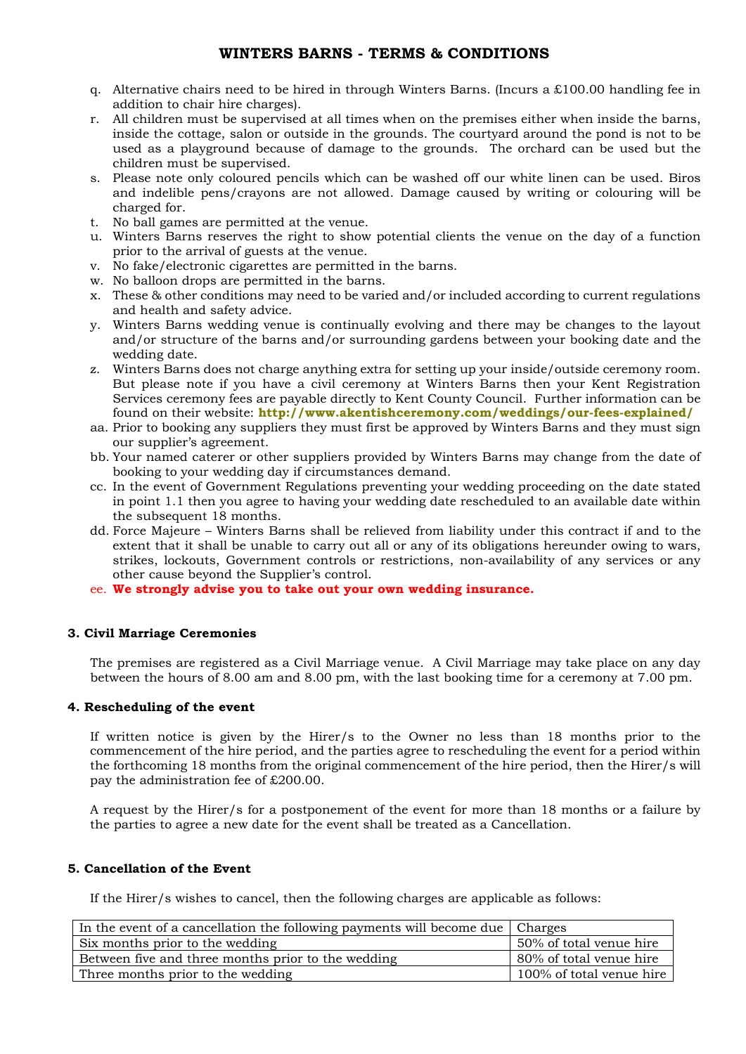## WINTERS BARNS - TERMS & CONDITIONS

q. Alternative chairs need to be hired in through Winters Barns. (Incurs a £100.00 handling fee in addition to chair hire charges).

r. All children must be supervised at all times when on the premises either when inside the barns, inside the cottage, salon or outside in the grounds. The courtyard around the pond is not to be used as a playground because of damage to the grounds. The orchard can be used but the children must be supervised.

s. Please note only coloured pencils which can be washed off our white linen can be used. Biros and indelible pens/crayons are not allowed. Damage caused by writing or colouring will be charged for.

t. No ball games are permitted at the venue.

u. Winters Barns reserves the right to show potential clients the venue on the day of a function prior to the arrival of guests at the venue.

v. No fake/electronic cigarettes are permitted in the barns.

w. No balloon drops are permitted in the barns.

x. These & other conditions may need to be varied and/or included according to current regulations and health and safety advice.

y. Winters Barns wedding venue is continually evolving and there may be changes to the layout and/or structure of the barns and/or surrounding gardens between your booking date and the wedding date.

z. Winters Barns does not charge anything extra for setting up your inside/outside ceremony room. But please note if you have a civil ceremony at Winters Barns then your Kent Registration Services ceremony fees are payable directly to Kent County Council. Further information can be found on their website: **http://www.akentishceremony.com/weddings/our-fees-explained/**

aa. Prior to booking any suppliers they must first be approved by Winters Barns and they must sign our supplier's agreement.

bb. Your named caterer or other suppliers provided by Winters Barns may change from the date of booking to your wedding day if circumstances demand.

cc. In the event of Government Regulations preventing your wedding proceeding on the date stated in point 1.1 then you agree to having your wedding date rescheduled to an available date within the subsequent 18 months.

dd. Force Majeure – Winters Barns shall be relieved from liability under this contract if and to the extent that it shall be unable to carry out all or any of its obligations hereunder owing to wars, strikes, lockouts, Government controls or restrictions, non-availability of any services or any other cause beyond the Supplier's control.

ee. **We strongly advise you to take out your own wedding insurance.**

### 3. Civil Marriage Ceremonies

The premises are registered as a Civil Marriage venue. A Civil Marriage may take place on any day between the hours of 8.00 am and 8.00 pm, with the last booking time for a ceremony at 7.00 pm.

### 4. Rescheduling of the event

If written notice is given by the Hirer/s to the Owner no less than 18 months prior to the commencement of the hire period, and the parties agree to rescheduling the event for a period within the forthcoming 18 months from the original commencement of the hire period, then the Hirer/s will pay the administration fee of £200.00.

A request by the Hirer/s for a postponement of the event for more than 18 months or a failure by the parties to agree a new date for the event shall be treated as a Cancellation.

### 5. Cancellation of the Event

If the Hirer/s wishes to cancel, then the following charges are applicable as follows:

| In the event of a cancellation the following payments will become due | Charges |
|---|---|
| Six months prior to the wedding | 50% of total venue hire |
| Between five and three months prior to the wedding | 80% of total venue hire |
| Three months prior to the wedding | 100% of total venue hire |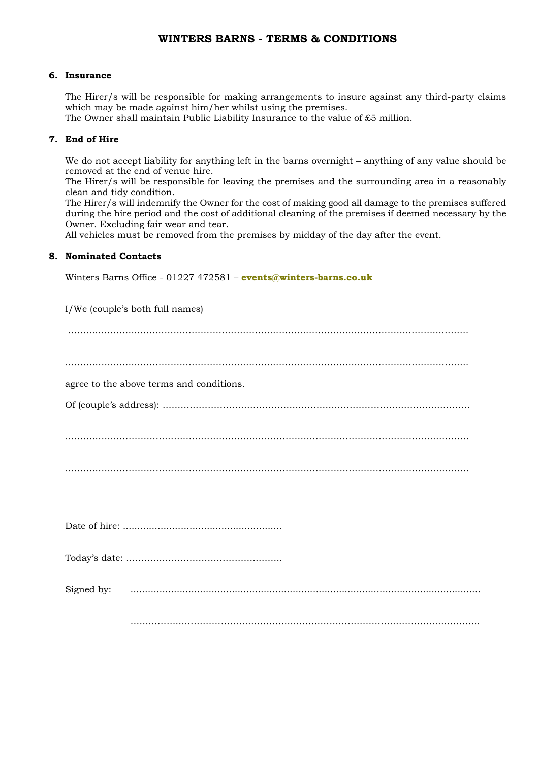# WINTERS BARNS - TERMS & CONDITIONS

**6. Insurance**

The Hirer/s will be responsible for making arrangements to insure against any third-party claims which may be made against him/her whilst using the premises.
The Owner shall maintain Public Liability Insurance to the value of £5 million.

**7. End of Hire**

We do not accept liability for anything left in the barns overnight – anything of any value should be removed at the end of venue hire.
The Hirer/s will be responsible for leaving the premises and the surrounding area in a reasonably clean and tidy condition.
The Hirer/s will indemnify the Owner for the cost of making good all damage to the premises suffered during the hire period and the cost of additional cleaning of the premises if deemed necessary by the Owner. Excluding fair wear and tear.
All vehicles must be removed from the premises by midday of the day after the event.

**8. Nominated Contacts**

Winters Barns Office - 01227 472581 – **events@winters-barns.co.uk**

I/We (couple's both full names)

……………………………………………………………………………………………………………………

……………………………………………………………………………………………………………………

agree to the above terms and conditions.

Of (couple's address): ………………………………………………………………………………………

……………………………………………………………………………………………………………………

……………………………………………………………………………………………………………………

Date of hire: ………………………………………………

Today's date: ……………………………………………

Signed by: ……………………………………………………………………………………………………

……………………………………………………………………………………………………